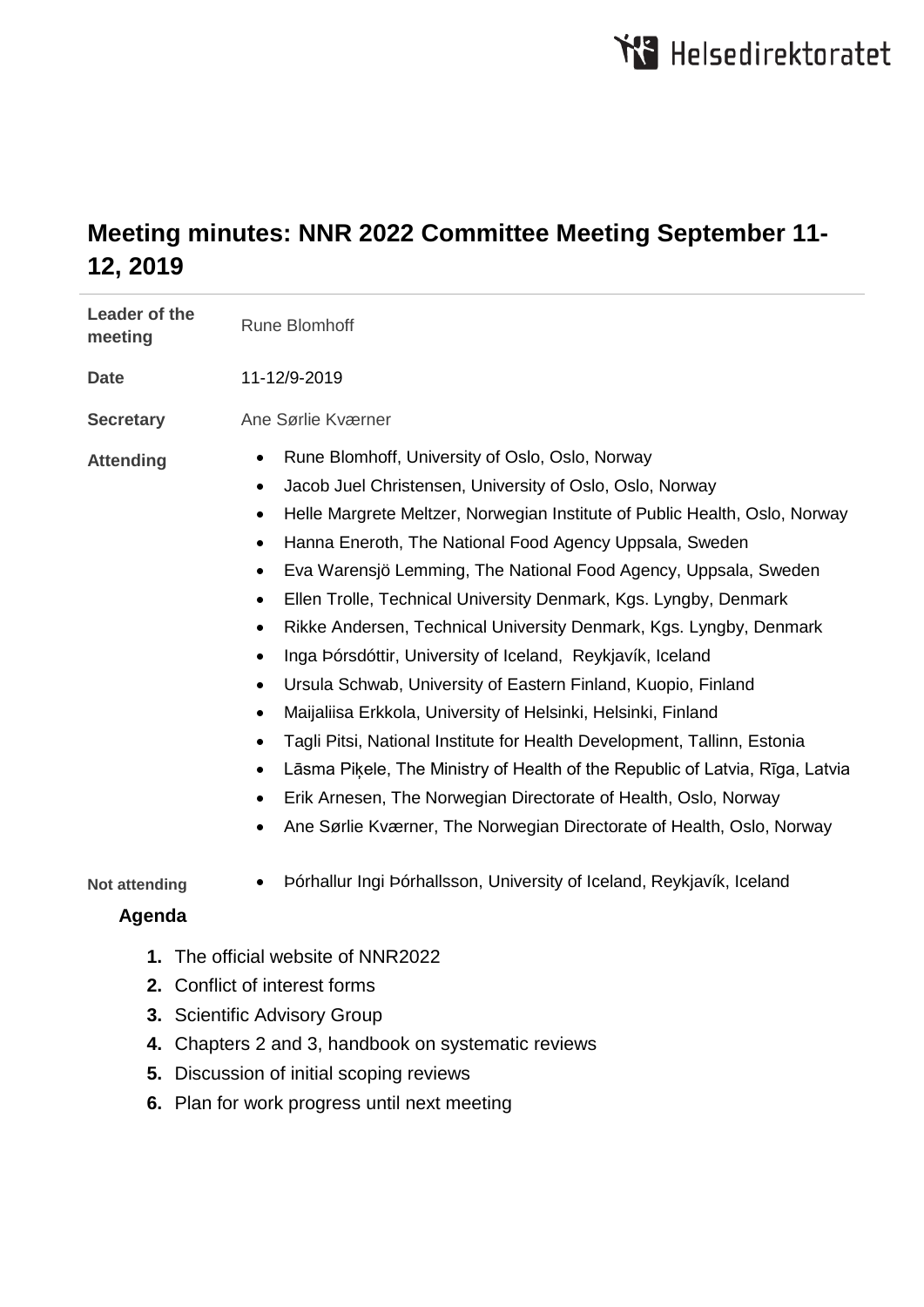# Meeting minutes: NNR 2022 Committee Meeting September 11-12, 2019

| | |
|---|---|
| **Leader of the meeting** | Rune Blomhoff |
| **Date** | 11-12/9-2019 |
| **Secretary** | Ane Sørlie Kværner |
| **Attending** | • Rune Blomhoff, University of Oslo, Oslo, Norway<br>• Jacob Juel Christensen, University of Oslo, Oslo, Norway<br>• Helle Margrete Meltzer, Norwegian Institute of Public Health, Oslo, Norway<br>• Hanna Eneroth, The National Food Agency Uppsala, Sweden<br>• Eva Warensjö Lemming, The National Food Agency, Uppsala, Sweden<br>• Ellen Trolle, Technical University Denmark, Kgs. Lyngby, Denmark<br>• Rikke Andersen, Technical University Denmark, Kgs. Lyngby, Denmark<br>• Inga Þórsdóttir, University of Iceland, Reykjavík, Iceland<br>• Ursula Schwab, University of Eastern Finland, Kuopio, Finland<br>• Maijaliisa Erkkola, University of Helsinki, Helsinki, Finland<br>• Tagli Pitsi, National Institute for Health Development, Tallinn, Estonia<br>• Lāsma Piķele, The Ministry of Health of the Republic of Latvia, Rīga, Latvia<br>• Erik Arnesen, The Norwegian Directorate of Health, Oslo, Norway<br>• Ane Sørlie Kværner, The Norwegian Directorate of Health, Oslo, Norway |
| **Not attending** | • Þórhallur Ingi Þórhallsson, University of Iceland, Reykjavík, Iceland |

**Agenda**

1. The official website of NNR2022
2. Conflict of interest forms
3. Scientific Advisory Group
4. Chapters 2 and 3, handbook on systematic reviews
5. Discussion of initial scoping reviews
6. Plan for work progress until next meeting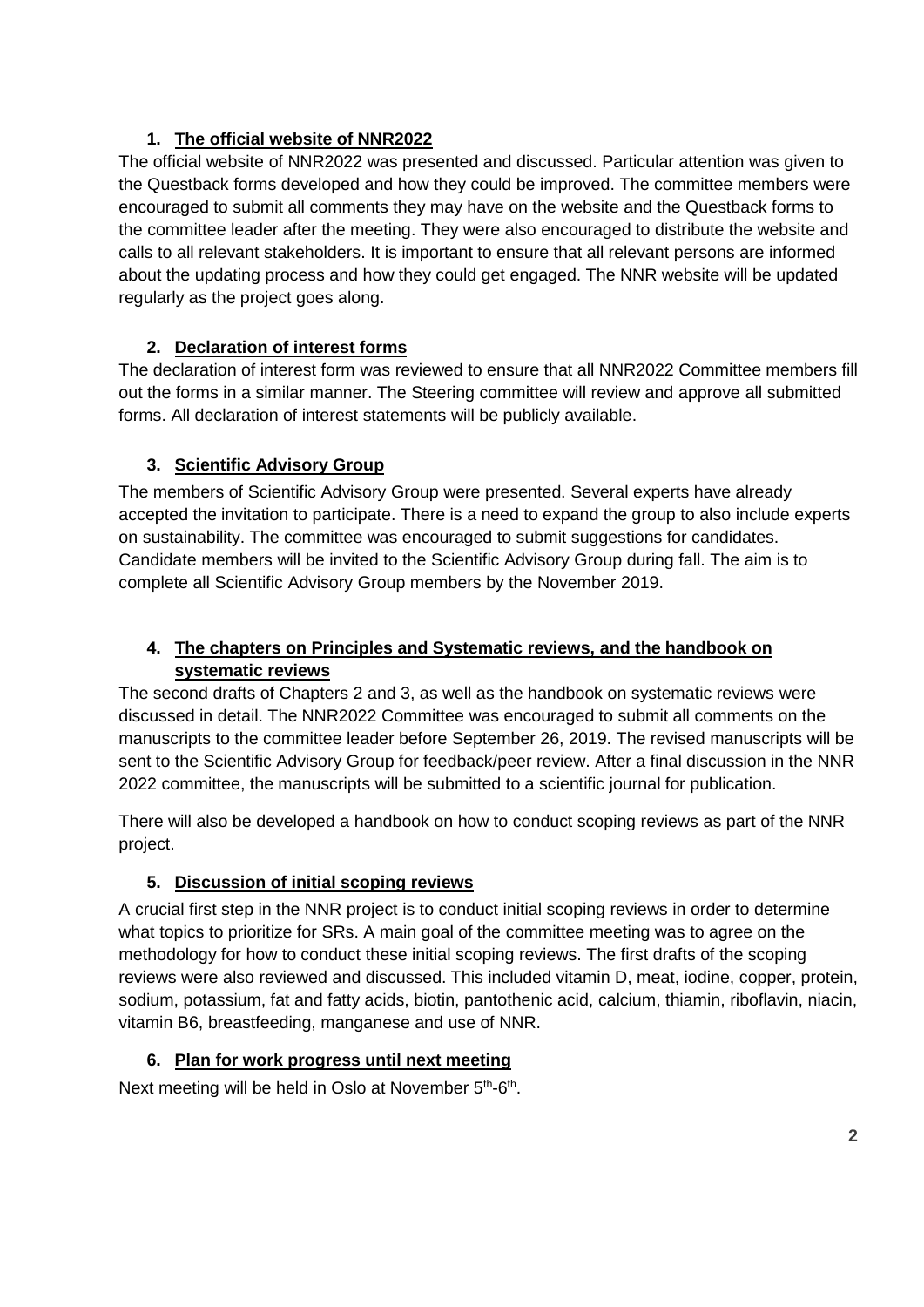1. **The official website of NNR2022**

The official website of NNR2022 was presented and discussed. Particular attention was given to the Questback forms developed and how they could be improved. The committee members were encouraged to submit all comments they may have on the website and the Questback forms to the committee leader after the meeting. They were also encouraged to distribute the website and calls to all relevant stakeholders. It is important to ensure that all relevant persons are informed about the updating process and how they could get engaged. The NNR website will be updated regularly as the project goes along.

2. **Declaration of interest forms**

The declaration of interest form was reviewed to ensure that all NNR2022 Committee members fill out the forms in a similar manner. The Steering committee will review and approve all submitted forms. All declaration of interest statements will be publicly available.

3. **Scientific Advisory Group**

The members of Scientific Advisory Group were presented. Several experts have already accepted the invitation to participate. There is a need to expand the group to also include experts on sustainability. The committee was encouraged to submit suggestions for candidates. Candidate members will be invited to the Scientific Advisory Group during fall. The aim is to complete all Scientific Advisory Group members by the November 2019.

4. **The chapters on Principles and Systematic reviews, and the handbook on systematic reviews**

The second drafts of Chapters 2 and 3, as well as the handbook on systematic reviews were discussed in detail. The NNR2022 Committee was encouraged to submit all comments on the manuscripts to the committee leader before September 26, 2019. The revised manuscripts will be sent to the Scientific Advisory Group for feedback/peer review. After a final discussion in the NNR 2022 committee, the manuscripts will be submitted to a scientific journal for publication.

There will also be developed a handbook on how to conduct scoping reviews as part of the NNR project.

5. **Discussion of initial scoping reviews**

A crucial first step in the NNR project is to conduct initial scoping reviews in order to determine what topics to prioritize for SRs. A main goal of the committee meeting was to agree on the methodology for how to conduct these initial scoping reviews. The first drafts of the scoping reviews were also reviewed and discussed. This included vitamin D, meat, iodine, copper, protein, sodium, potassium, fat and fatty acids, biotin, pantothenic acid, calcium, thiamin, riboflavin, niacin, vitamin B6, breastfeeding, manganese and use of NNR.

6. **Plan for work progress until next meeting**

Next meeting will be held in Oslo at November 5th-6th.